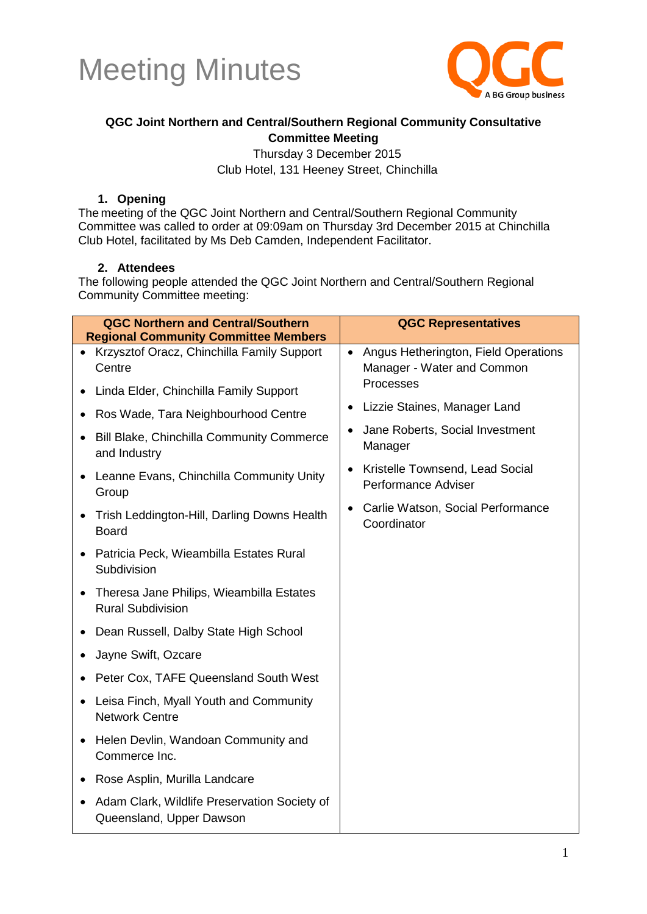# Meeting Minutes

**QGC Joint Northern and Central/Southern Regional Community Consultative Committee Meeting**

Thursday 3 December 2015

Club Hotel, 131 Heeney Street, Chinchilla

## 1. Opening

The meeting of the QGC Joint Northern and Central/Southern Regional Community Committee was called to order at 09:09am on Thursday 3rd December 2015 at Chinchilla Club Hotel, facilitated by Ms Deb Camden, Independent Facilitator.

## 2. Attendees

The following people attended the QGC Joint Northern and Central/Southern Regional Community Committee meeting:

| QGC Northern and Central/Southern Regional Community Committee Members | QGC Representatives |
|---|---|
| • Krzysztof Oracz, Chinchilla Family Support Centre<br>• Linda Elder, Chinchilla Family Support<br>• Ros Wade, Tara Neighbourhood Centre<br>• Bill Blake, Chinchilla Community Commerce and Industry<br>• Leanne Evans, Chinchilla Community Unity Group<br>• Trish Leddington-Hill, Darling Downs Health Board<br>• Patricia Peck, Wieambilla Estates Rural Subdivision<br>• Theresa Jane Philips, Wieambilla Estates Rural Subdivision<br>• Dean Russell, Dalby State High School<br>• Jayne Swift, Ozcare<br>• Peter Cox, TAFE Queensland South West<br>• Leisa Finch, Myall Youth and Community Network Centre<br>• Helen Devlin, Wandoan Community and Commerce Inc.<br>• Rose Asplin, Murilla Landcare<br>• Adam Clark, Wildlife Preservation Society of Queensland, Upper Dawson | • Angus Hetherington, Field Operations Manager - Water and Common Processes<br>• Lizzie Staines, Manager Land<br>• Jane Roberts, Social Investment Manager<br>• Kristelle Townsend, Lead Social Performance Adviser<br>• Carlie Watson, Social Performance Coordinator |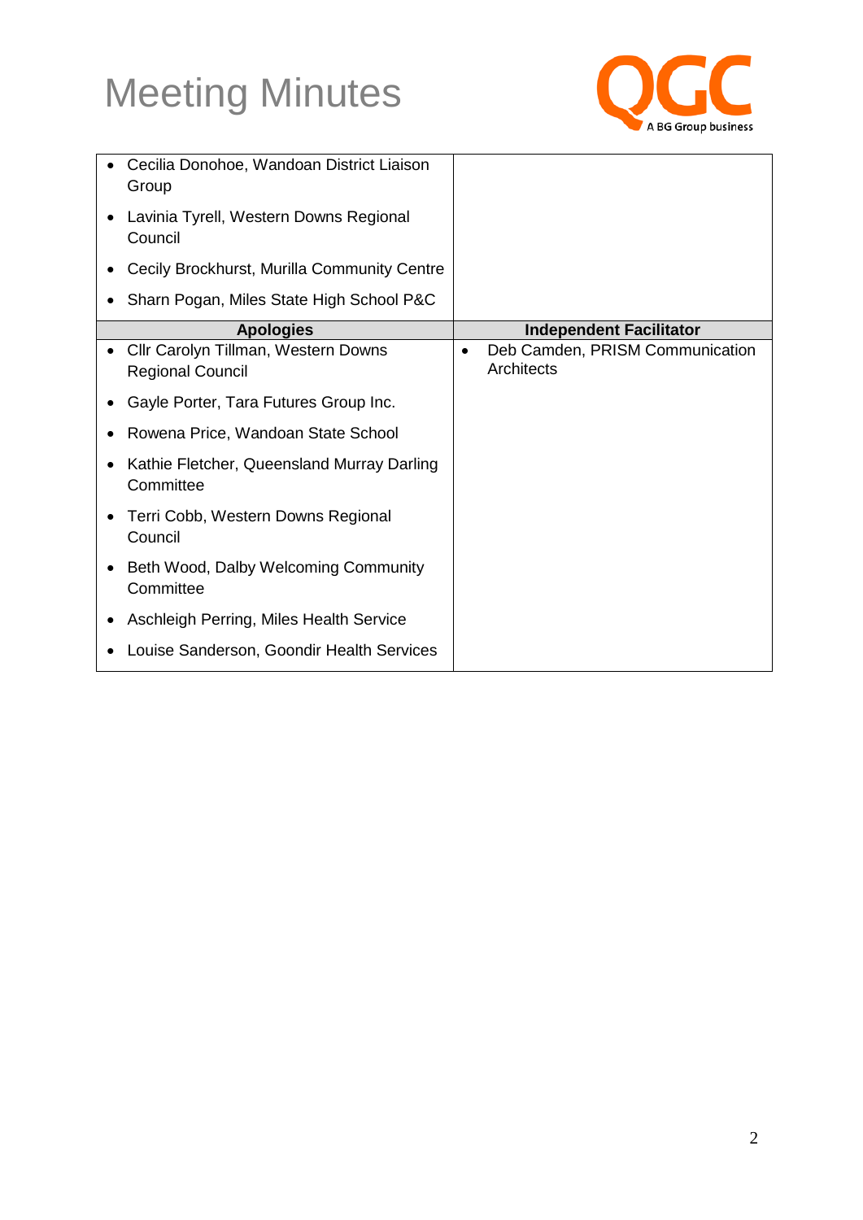# Meeting Minutes

| | |
|---|---|
| • Cecilia Donohoe, Wandoan District Liaison Group<br>• Lavinia Tyrell, Western Downs Regional Council<br>• Cecily Brockhurst, Murilla Community Centre<br>• Sharn Pogan, Miles State High School P&C | |
| **Apologies** | **Independent Facilitator** |
| • Cllr Carolyn Tillman, Western Downs Regional Council<br>• Gayle Porter, Tara Futures Group Inc.<br>• Rowena Price, Wandoan State School<br>• Kathie Fletcher, Queensland Murray Darling Committee<br>• Terri Cobb, Western Downs Regional Council<br>• Beth Wood, Dalby Welcoming Community Committee<br>• Aschleigh Perring, Miles Health Service<br>• Louise Sanderson, Goondir Health Services | • Deb Camden, PRISM Communication Architects |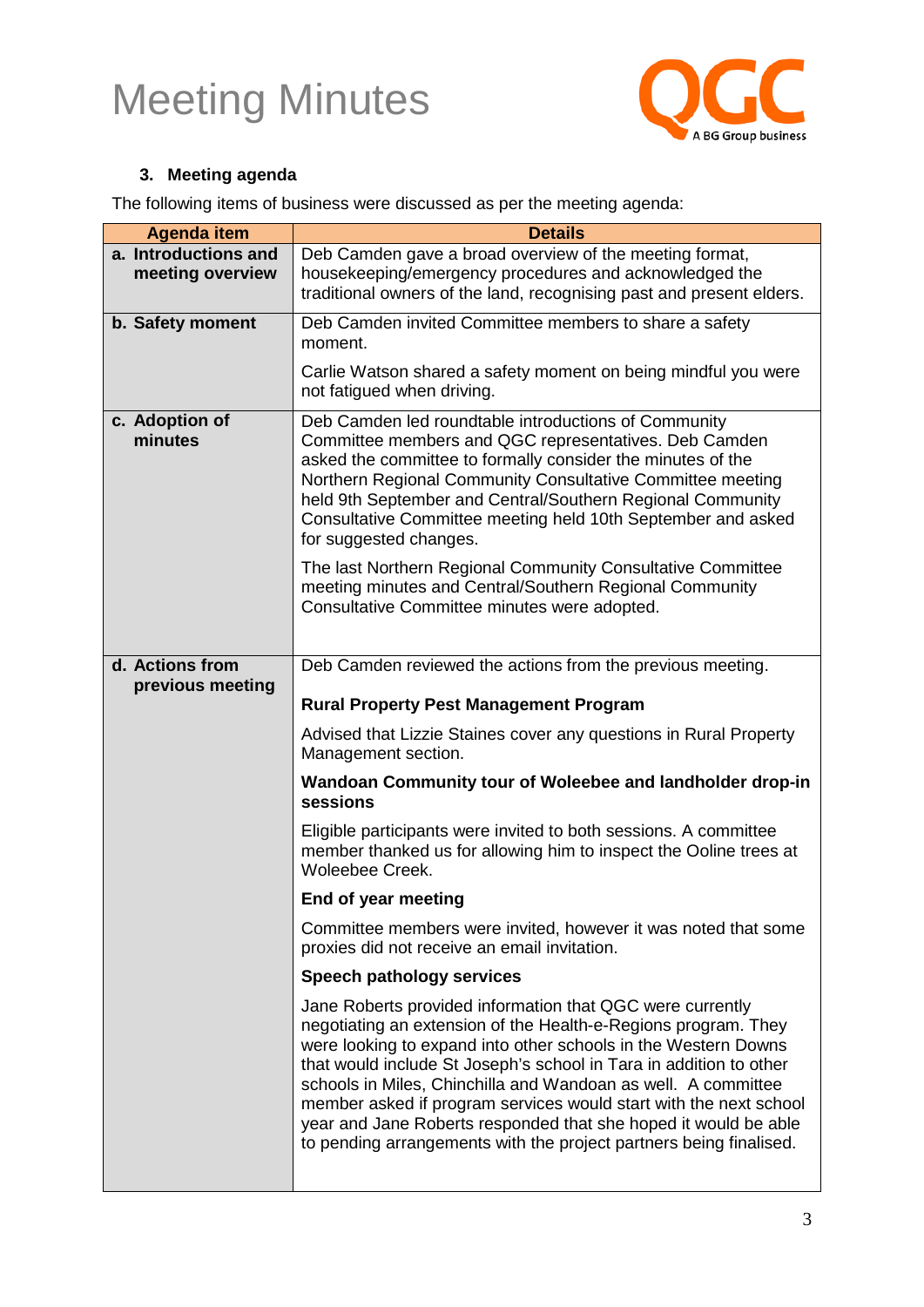# Meeting Minutes

### 3. Meeting agenda

The following items of business were discussed as per the meeting agenda:

| Agenda item | Details |
|---|---|
| **a. Introductions and meeting overview** | Deb Camden gave a broad overview of the meeting format, housekeeping/emergency procedures and acknowledged the traditional owners of the land, recognising past and present elders. |
| **b. Safety moment** | Deb Camden invited Committee members to share a safety moment.<br><br>Carlie Watson shared a safety moment on being mindful you were not fatigued when driving. |
| **c. Adoption of minutes** | Deb Camden led roundtable introductions of Community Committee members and QGC representatives. Deb Camden asked the committee to formally consider the minutes of the Northern Regional Community Consultative Committee meeting held 9th September and Central/Southern Regional Community Consultative Committee meeting held 10th September and asked for suggested changes.<br><br>The last Northern Regional Community Consultative Committee meeting minutes and Central/Southern Regional Community Consultative Committee minutes were adopted. |
| **d. Actions from previous meeting** | Deb Camden reviewed the actions from the previous meeting.<br><br>**Rural Property Pest Management Program**<br><br>Advised that Lizzie Staines cover any questions in Rural Property Management section.<br><br>**Wandoan Community tour of Woleebee and landholder drop-in sessions**<br><br>Eligible participants were invited to both sessions. A committee member thanked us for allowing him to inspect the Ooline trees at Woleebee Creek.<br><br>**End of year meeting**<br><br>Committee members were invited, however it was noted that some proxies did not receive an email invitation.<br><br>**Speech pathology services**<br><br>Jane Roberts provided information that QGC were currently negotiating an extension of the Health-e-Regions program. They were looking to expand into other schools in the Western Downs that would include St Joseph's school in Tara in addition to other schools in Miles, Chinchilla and Wandoan as well. A committee member asked if program services would start with the next school year and Jane Roberts responded that she hoped it would be able to pending arrangements with the project partners being finalised. |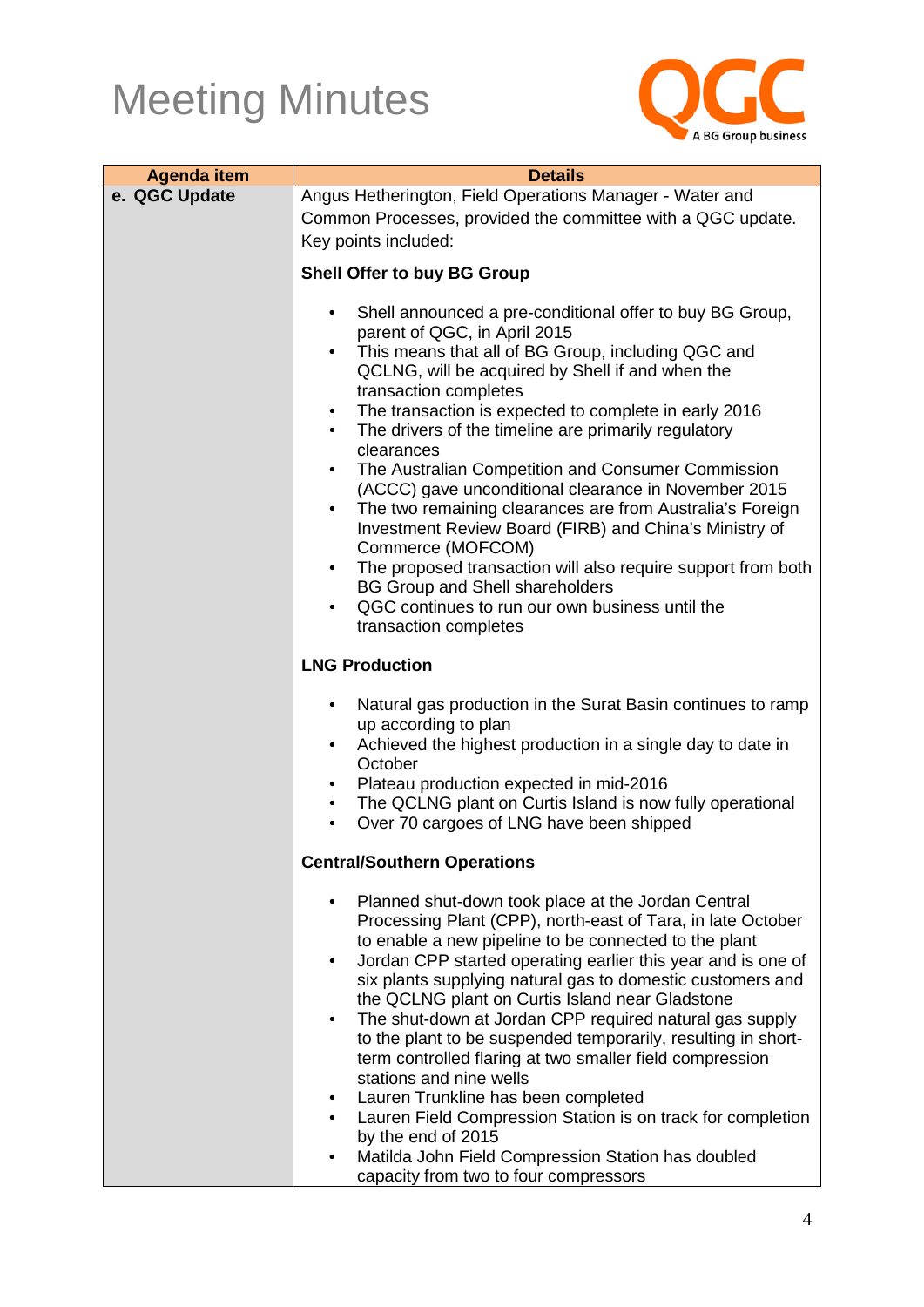# Meeting Minutes

| Agenda item | Details |
| --- | --- |
| **e. QGC Update** | Angus Hetherington, Field Operations Manager - Water and Common Processes, provided the committee with a QGC update. Key points included:<br><br>**Shell Offer to buy BG Group**<br><br>• Shell announced a pre-conditional offer to buy BG Group, parent of QGC, in April 2015<br>• This means that all of BG Group, including QGC and QCLNG, will be acquired by Shell if and when the transaction completes<br>• The transaction is expected to complete in early 2016<br>• The drivers of the timeline are primarily regulatory clearances<br>• The Australian Competition and Consumer Commission (ACCC) gave unconditional clearance in November 2015<br>• The two remaining clearances are from Australia's Foreign Investment Review Board (FIRB) and China's Ministry of Commerce (MOFCOM)<br>• The proposed transaction will also require support from both BG Group and Shell shareholders<br>• QGC continues to run our own business until the transaction completes<br><br>**LNG Production**<br><br>• Natural gas production in the Surat Basin continues to ramp up according to plan<br>• Achieved the highest production in a single day to date in October<br>• Plateau production expected in mid-2016<br>• The QCLNG plant on Curtis Island is now fully operational<br>• Over 70 cargoes of LNG have been shipped<br><br>**Central/Southern Operations**<br><br>• Planned shut-down took place at the Jordan Central Processing Plant (CPP), north-east of Tara, in late October to enable a new pipeline to be connected to the plant<br>• Jordan CPP started operating earlier this year and is one of six plants supplying natural gas to domestic customers and the QCLNG plant on Curtis Island near Gladstone<br>• The shut-down at Jordan CPP required natural gas supply to the plant to be suspended temporarily, resulting in short-term controlled flaring at two smaller field compression stations and nine wells<br>• Lauren Trunkline has been completed<br>• Lauren Field Compression Station is on track for completion by the end of 2015<br>• Matilda John Field Compression Station has doubled capacity from two to four compressors |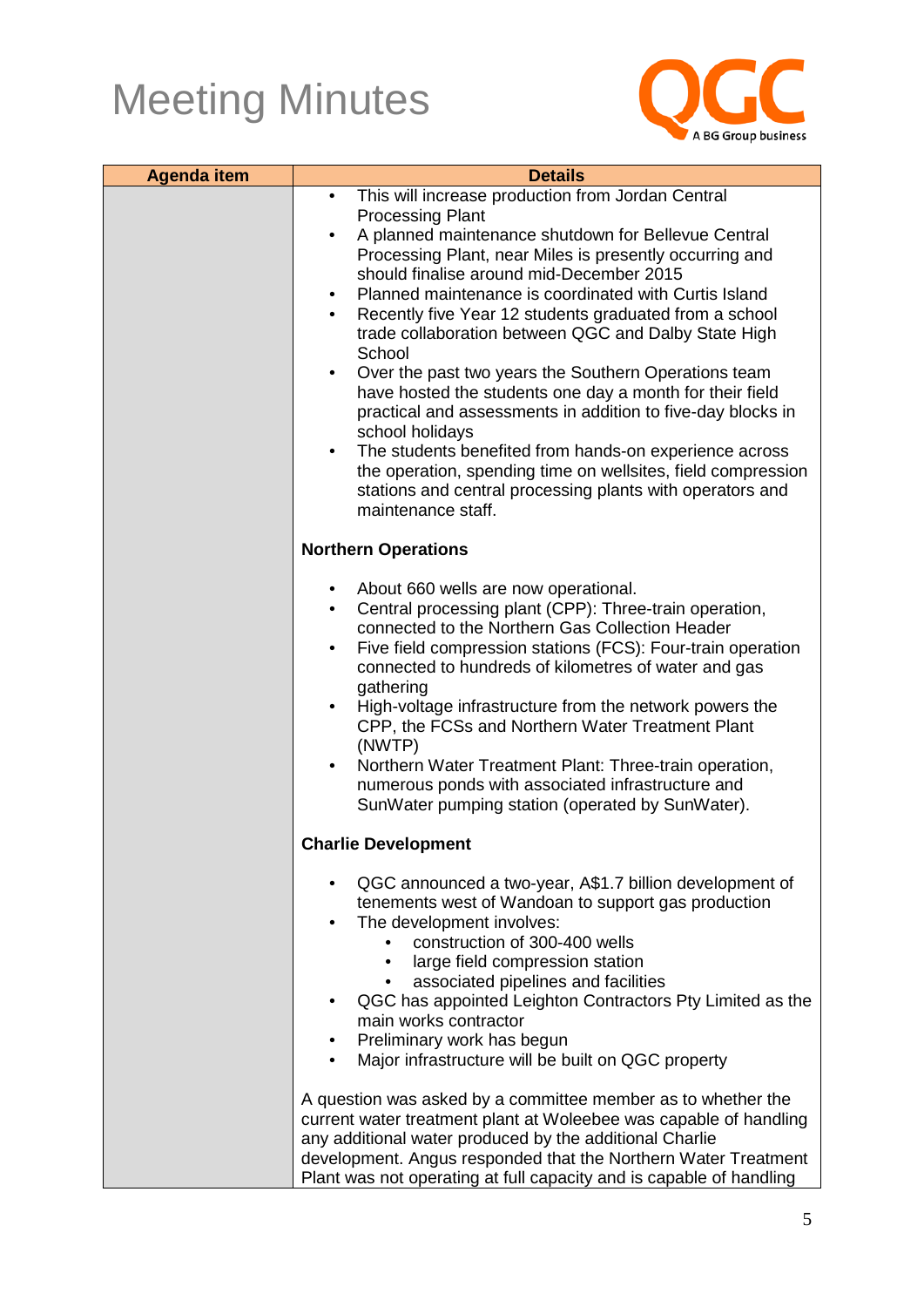# Meeting Minutes

| Agenda item | Details |
| --- | --- |
| | • This will increase production from Jordan Central Processing Plant<br>• A planned maintenance shutdown for Bellevue Central Processing Plant, near Miles is presently occurring and should finalise around mid-December 2015<br>• Planned maintenance is coordinated with Curtis Island<br>• Recently five Year 12 students graduated from a school trade collaboration between QGC and Dalby State High School<br>• Over the past two years the Southern Operations team have hosted the students one day a month for their field practical and assessments in addition to five-day blocks in school holidays<br>• The students benefited from hands-on experience across the operation, spending time on wellsites, field compression stations and central processing plants with operators and maintenance staff.<br><br>**Northern Operations**<br><br>• About 660 wells are now operational.<br>• Central processing plant (CPP): Three-train operation, connected to the Northern Gas Collection Header<br>• Five field compression stations (FCS): Four-train operation connected to hundreds of kilometres of water and gas gathering<br>• High-voltage infrastructure from the network powers the CPP, the FCSs and Northern Water Treatment Plant (NWTP)<br>• Northern Water Treatment Plant: Three-train operation, numerous ponds with associated infrastructure and SunWater pumping station (operated by SunWater).<br><br>**Charlie Development**<br><br>• QGC announced a two-year, A$1.7 billion development of tenements west of Wandoan to support gas production<br>• The development involves:<br>&nbsp;&nbsp;&nbsp;&nbsp;• construction of 300-400 wells<br>&nbsp;&nbsp;&nbsp;&nbsp;• large field compression station<br>&nbsp;&nbsp;&nbsp;&nbsp;• associated pipelines and facilities<br>• QGC has appointed Leighton Contractors Pty Limited as the main works contractor<br>• Preliminary work has begun<br>• Major infrastructure will be built on QGC property<br><br>A question was asked by a committee member as to whether the current water treatment plant at Woleebee was capable of handling any additional water produced by the additional Charlie development. Angus responded that the Northern Water Treatment Plant was not operating at full capacity and is capable of handling |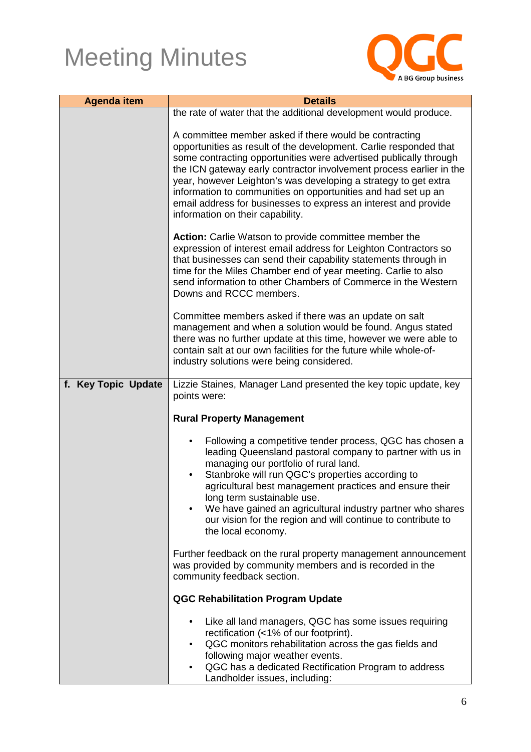# Meeting Minutes

| Agenda item | Details |
| --- | --- |
| | the rate of water that the additional development would produce.<br><br>A committee member asked if there would be contracting opportunities as result of the development. Carlie responded that some contracting opportunities were advertised publically through the ICN gateway early contractor involvement process earlier in the year, however Leighton's was developing a strategy to get extra information to communities on opportunities and had set up an email address for businesses to express an interest and provide information on their capability.<br><br>**Action:** Carlie Watson to provide committee member the expression of interest email address for Leighton Contractors so that businesses can send their capability statements through in time for the Miles Chamber end of year meeting. Carlie to also send information to other Chambers of Commerce in the Western Downs and RCCC members.<br><br>Committee members asked if there was an update on salt management and when a solution would be found. Angus stated there was no further update at this time, however we were able to contain salt at our own facilities for the future while whole-of-industry solutions were being considered. |
| **f. Key Topic Update** | Lizzie Staines, Manager Land presented the key topic update, key points were:<br><br>**Rural Property Management**<br><br>• Following a competitive tender process, QGC has chosen a leading Queensland pastoral company to partner with us in managing our portfolio of rural land.<br>• Stanbroke will run QGC's properties according to agricultural best management practices and ensure their long term sustainable use.<br>• We have gained an agricultural industry partner who shares our vision for the region and will continue to contribute to the local economy.<br><br>Further feedback on the rural property management announcement was provided by community members and is recorded in the community feedback section.<br><br>**QGC Rehabilitation Program Update**<br><br>• Like all land managers, QGC has some issues requiring rectification (<1% of our footprint).<br>• QGC monitors rehabilitation across the gas fields and following major weather events.<br>• QGC has a dedicated Rectification Program to address Landholder issues, including: |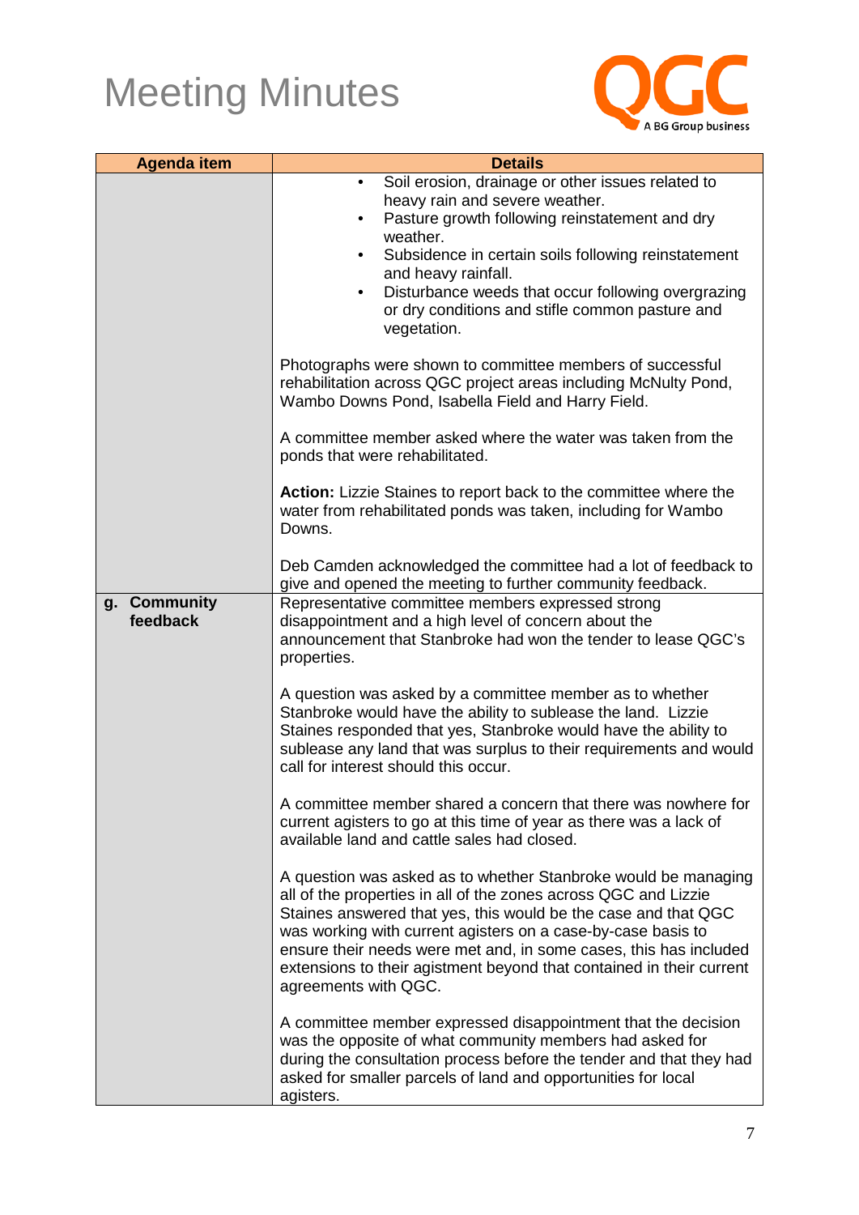# Meeting Minutes

| Agenda item | Details |
|---|---|
| | • Soil erosion, drainage or other issues related to heavy rain and severe weather.<br>• Pasture growth following reinstatement and dry weather.<br>• Subsidence in certain soils following reinstatement and heavy rainfall.<br>• Disturbance weeds that occur following overgrazing or dry conditions and stifle common pasture and vegetation.<br><br>Photographs were shown to committee members of successful rehabilitation across QGC project areas including McNulty Pond, Wambo Downs Pond, Isabella Field and Harry Field.<br><br>A committee member asked where the water was taken from the ponds that were rehabilitated.<br><br>**Action:** Lizzie Staines to report back to the committee where the water from rehabilitated ponds was taken, including for Wambo Downs.<br><br>Deb Camden acknowledged the committee had a lot of feedback to give and opened the meeting to further community feedback. |
| **g. Community feedback** | Representative committee members expressed strong disappointment and a high level of concern about the announcement that Stanbroke had won the tender to lease QGC's properties.<br><br>A question was asked by a committee member as to whether Stanbroke would have the ability to sublease the land. Lizzie Staines responded that yes, Stanbroke would have the ability to sublease any land that was surplus to their requirements and would call for interest should this occur.<br><br>A committee member shared a concern that there was nowhere for current agisters to go at this time of year as there was a lack of available land and cattle sales had closed.<br><br>A question was asked as to whether Stanbroke would be managing all of the properties in all of the zones across QGC and Lizzie Staines answered that yes, this would be the case and that QGC was working with current agisters on a case-by-case basis to ensure their needs were met and, in some cases, this has included extensions to their agistment beyond that contained in their current agreements with QGC.<br><br>A committee member expressed disappointment that the decision was the opposite of what community members had asked for during the consultation process before the tender and that they had asked for smaller parcels of land and opportunities for local agisters. |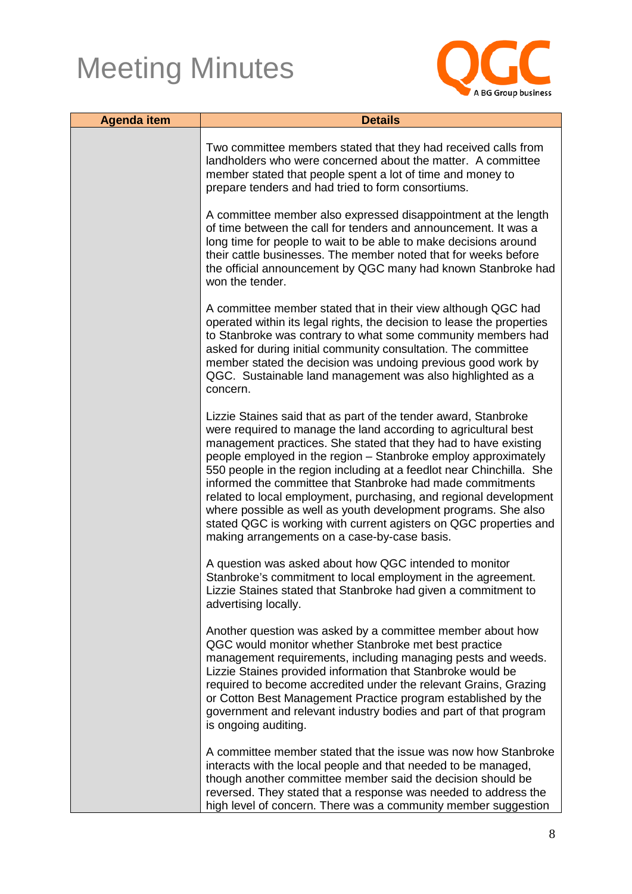# Meeting Minutes

| Agenda item | Details |
|---|---|
| | Two committee members stated that they had received calls from landholders who were concerned about the matter. A committee member stated that people spent a lot of time and money to prepare tenders and had tried to form consortiums.<br><br>A committee member also expressed disappointment at the length of time between the call for tenders and announcement. It was a long time for people to wait to be able to make decisions around their cattle businesses. The member noted that for weeks before the official announcement by QGC many had known Stanbroke had won the tender.<br><br>A committee member stated that in their view although QGC had operated within its legal rights, the decision to lease the properties to Stanbroke was contrary to what some community members had asked for during initial community consultation. The committee member stated the decision was undoing previous good work by QGC. Sustainable land management was also highlighted as a concern.<br><br>Lizzie Staines said that as part of the tender award, Stanbroke were required to manage the land according to agricultural best management practices. She stated that they had to have existing people employed in the region – Stanbroke employ approximately 550 people in the region including at a feedlot near Chinchilla. She informed the committee that Stanbroke had made commitments related to local employment, purchasing, and regional development where possible as well as youth development programs. She also stated QGC is working with current agisters on QGC properties and making arrangements on a case-by-case basis.<br><br>A question was asked about how QGC intended to monitor Stanbroke's commitment to local employment in the agreement. Lizzie Staines stated that Stanbroke had given a commitment to advertising locally.<br><br>Another question was asked by a committee member about how QGC would monitor whether Stanbroke met best practice management requirements, including managing pests and weeds. Lizzie Staines provided information that Stanbroke would be required to become accredited under the relevant Grains, Grazing or Cotton Best Management Practice program established by the government and relevant industry bodies and part of that program is ongoing auditing.<br><br>A committee member stated that the issue was now how Stanbroke interacts with the local people and that needed to be managed, though another committee member said the decision should be reversed. They stated that a response was needed to address the high level of concern. There was a community member suggestion |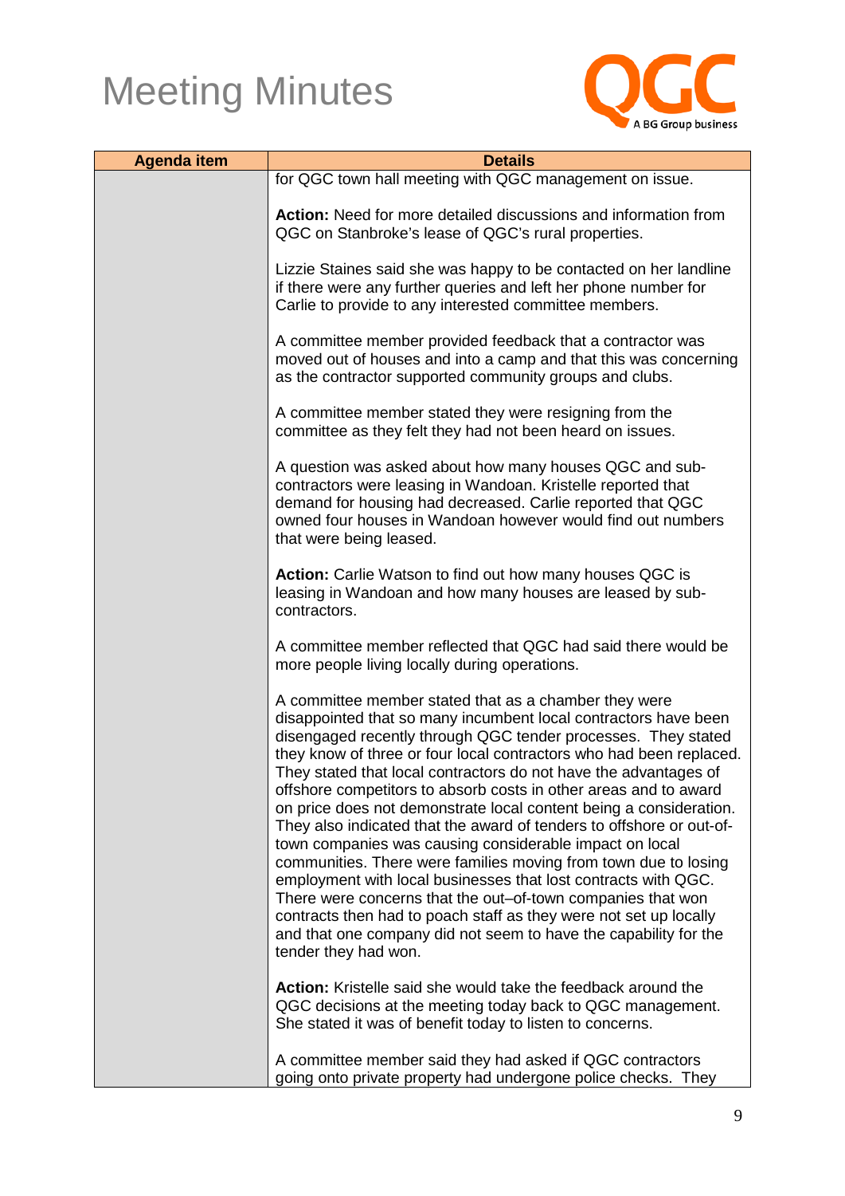# Meeting Minutes

| Agenda item | Details |
|---|---|
| | for QGC town hall meeting with QGC management on issue.<br><br>**Action:** Need for more detailed discussions and information from QGC on Stanbroke's lease of QGC's rural properties.<br><br>Lizzie Staines said she was happy to be contacted on her landline if there were any further queries and left her phone number for Carlie to provide to any interested committee members.<br><br>A committee member provided feedback that a contractor was moved out of houses and into a camp and that this was concerning as the contractor supported community groups and clubs.<br><br>A committee member stated they were resigning from the committee as they felt they had not been heard on issues.<br><br>A question was asked about how many houses QGC and sub-contractors were leasing in Wandoan. Kristelle reported that demand for housing had decreased. Carlie reported that QGC owned four houses in Wandoan however would find out numbers that were being leased.<br><br>**Action:** Carlie Watson to find out how many houses QGC is leasing in Wandoan and how many houses are leased by sub-contractors.<br><br>A committee member reflected that QGC had said there would be more people living locally during operations.<br><br>A committee member stated that as a chamber they were disappointed that so many incumbent local contractors have been disengaged recently through QGC tender processes. They stated they know of three or four local contractors who had been replaced. They stated that local contractors do not have the advantages of offshore competitors to absorb costs in other areas and to award on price does not demonstrate local content being a consideration. They also indicated that the award of tenders to offshore or out-of-town companies was causing considerable impact on local communities. There were families moving from town due to losing employment with local businesses that lost contracts with QGC. There were concerns that the out–of-town companies that won contracts then had to poach staff as they were not set up locally and that one company did not seem to have the capability for the tender they had won.<br><br>**Action:** Kristelle said she would take the feedback around the QGC decisions at the meeting today back to QGC management. She stated it was of benefit today to listen to concerns.<br><br>A committee member said they had asked if QGC contractors going onto private property had undergone police checks. They |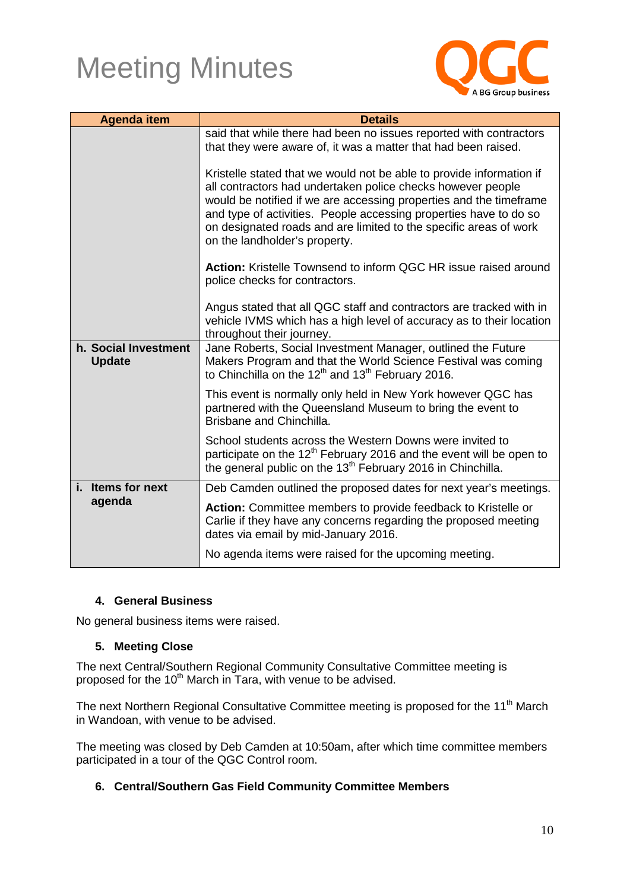| Agenda item | Details |
|---|---|
| | said that while there had been no issues reported with contractors that they were aware of, it was a matter that had been raised.<br><br>Kristelle stated that we would not be able to provide information if all contractors had undertaken police checks however people would be notified if we are accessing properties and the timeframe and type of activities. People accessing properties have to do so on designated roads and are limited to the specific areas of work on the landholder's property.<br><br>**Action:** Kristelle Townsend to inform QGC HR issue raised around police checks for contractors.<br><br>Angus stated that all QGC staff and contractors are tracked with in vehicle IVMS which has a high level of accuracy as to their location throughout their journey. |
| **h. Social Investment Update** | Jane Roberts, Social Investment Manager, outlined the Future Makers Program and that the World Science Festival was coming to Chinchilla on the 12th and 13th February 2016.<br><br>This event is normally only held in New York however QGC has partnered with the Queensland Museum to bring the event to Brisbane and Chinchilla.<br><br>School students across the Western Downs were invited to participate on the 12th February 2016 and the event will be open to the general public on the 13th February 2016 in Chinchilla. |
| **i. Items for next agenda** | Deb Camden outlined the proposed dates for next year's meetings.<br><br>**Action:** Committee members to provide feedback to Kristelle or Carlie if they have any concerns regarding the proposed meeting dates via email by mid-January 2016.<br><br>No agenda items were raised for the upcoming meeting. |

#### 4. General Business

No general business items were raised.

#### 5. Meeting Close

The next Central/Southern Regional Community Consultative Committee meeting is proposed for the 10th March in Tara, with venue to be advised.

The next Northern Regional Consultative Committee meeting is proposed for the 11th March in Wandoan, with venue to be advised.

The meeting was closed by Deb Camden at 10:50am, after which time committee members participated in a tour of the QGC Control room.

#### 6. Central/Southern Gas Field Community Committee Members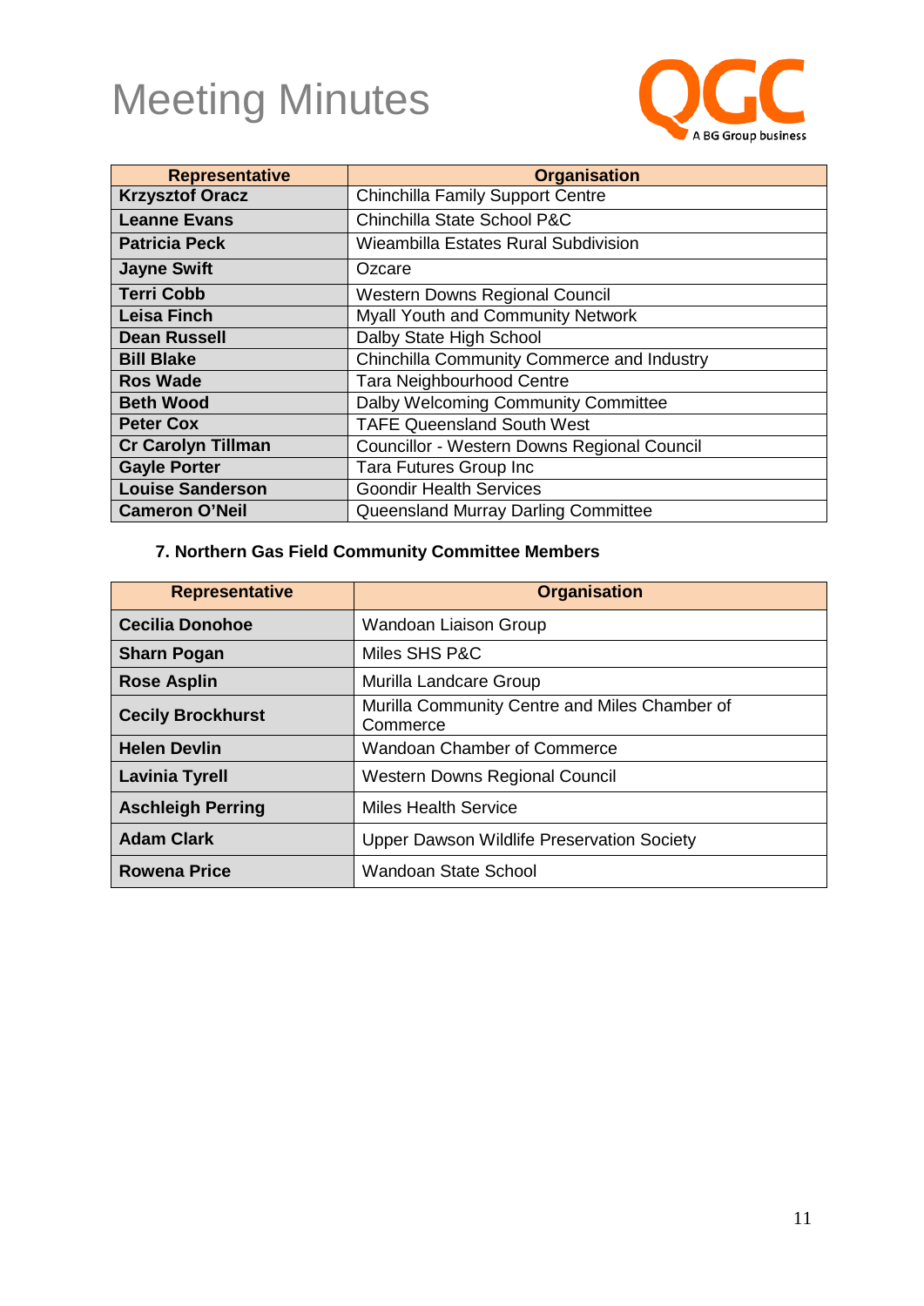| Representative | Organisation |
|---|---|
| **Krzysztof Oracz** | Chinchilla Family Support Centre |
| **Leanne Evans** | Chinchilla State School P&C |
| **Patricia Peck** | Wieambilla Estates Rural Subdivision |
| **Jayne Swift** | Ozcare |
| **Terri Cobb** | Western Downs Regional Council |
| **Leisa Finch** | Myall Youth and Community Network |
| **Dean Russell** | Dalby State High School |
| **Bill Blake** | Chinchilla Community Commerce and Industry |
| **Ros Wade** | Tara Neighbourhood Centre |
| **Beth Wood** | Dalby Welcoming Community Committee |
| **Peter Cox** | TAFE Queensland South West |
| **Cr Carolyn Tillman** | Councillor - Western Downs Regional Council |
| **Gayle Porter** | Tara Futures Group Inc |
| **Louise Sanderson** | Goondir Health Services |
| **Cameron O'Neil** | Queensland Murray Darling Committee |

### 7. Northern Gas Field Community Committee Members

| Representative | Organisation |
|---|---|
| **Cecilia Donohoe** | Wandoan Liaison Group |
| **Sharn Pogan** | Miles SHS P&C |
| **Rose Asplin** | Murilla Landcare Group |
| **Cecily Brockhurst** | Murilla Community Centre and Miles Chamber of Commerce |
| **Helen Devlin** | Wandoan Chamber of Commerce |
| **Lavinia Tyrell** | Western Downs Regional Council |
| **Aschleigh Perring** | Miles Health Service |
| **Adam Clark** | Upper Dawson Wildlife Preservation Society |
| **Rowena Price** | Wandoan State School |